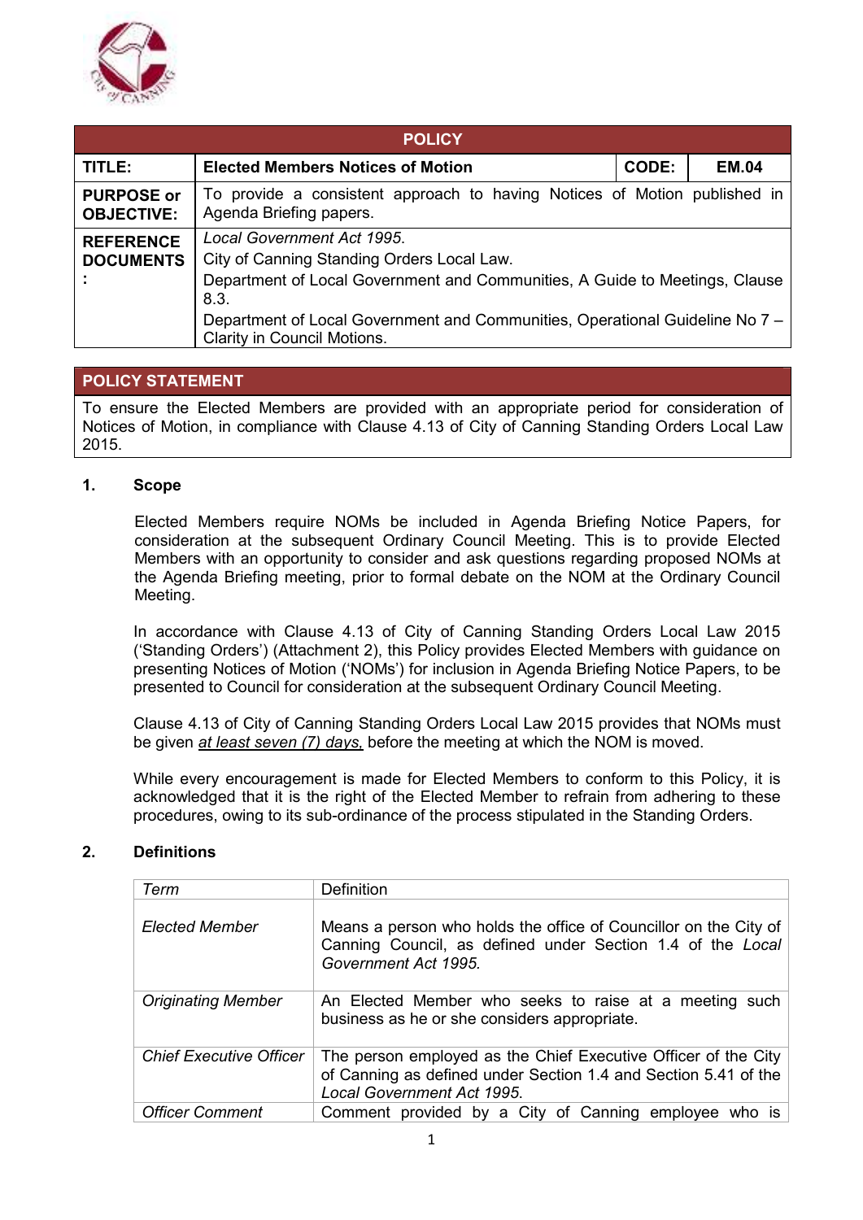| POLICY | | | |
|---|---|---|---|
| **TITLE:** | **Elected Members Notices of Motion** | **CODE:** | **EM.04** |
| **PURPOSE or OBJECTIVE:** | To provide a consistent approach to having Notices of Motion published in Agenda Briefing papers. | | |
| **REFERENCE DOCUMENTS:** | *Local Government Act 1995.*<br>City of Canning Standing Orders Local Law.<br>Department of Local Government and Communities, A Guide to Meetings, Clause 8.3.<br>Department of Local Government and Communities, Operational Guideline No 7 – Clarity in Council Motions. | | |

| POLICY STATEMENT |
|---|
| To ensure the Elected Members are provided with an appropriate period for consideration of Notices of Motion, in compliance with Clause 4.13 of City of Canning Standing Orders Local Law 2015. |

## 1. Scope

Elected Members require NOMs be included in Agenda Briefing Notice Papers, for consideration at the subsequent Ordinary Council Meeting. This is to provide Elected Members with an opportunity to consider and ask questions regarding proposed NOMs at the Agenda Briefing meeting, prior to formal debate on the NOM at the Ordinary Council Meeting.

In accordance with Clause 4.13 of City of Canning Standing Orders Local Law 2015 ('Standing Orders') (Attachment 2), this Policy provides Elected Members with guidance on presenting Notices of Motion ('NOMs') for inclusion in Agenda Briefing Notice Papers, to be presented to Council for consideration at the subsequent Ordinary Council Meeting.

Clause 4.13 of City of Canning Standing Orders Local Law 2015 provides that NOMs must be given *at least seven (7) days,* before the meeting at which the NOM is moved.

While every encouragement is made for Elected Members to conform to this Policy, it is acknowledged that it is the right of the Elected Member to refrain from adhering to these procedures, owing to its sub-ordinance of the process stipulated in the Standing Orders.

## 2. Definitions

| *Term* | Definition |
|---|---|
| *Elected Member* | Means a person who holds the office of Councillor on the City of Canning Council, as defined under Section 1.4 of the *Local Government Act 1995.* |
| *Originating Member* | An Elected Member who seeks to raise at a meeting such business as he or she considers appropriate. |
| *Chief Executive Officer* | The person employed as the Chief Executive Officer of the City of Canning as defined under Section 1.4 and Section 5.41 of the *Local Government Act 1995*. |
| *Officer Comment* | Comment provided by a City of Canning employee who is |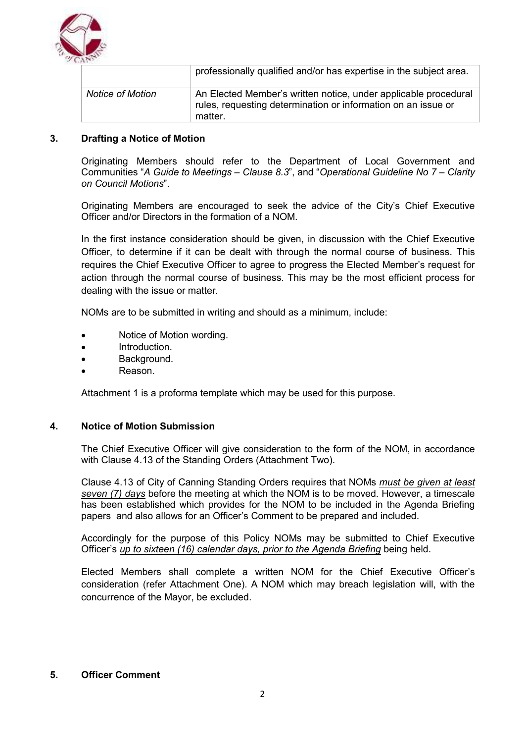|  |  |
|---|---|
|  | professionally qualified and/or has expertise in the subject area. |
| *Notice of Motion* | An Elected Member's written notice, under applicable procedural rules, requesting determination or information on an issue or matter. |

## 3. Drafting a Notice of Motion

Originating Members should refer to the Department of Local Government and Communities "*A Guide to Meetings – Clause 8.3*", and "*Operational Guideline No 7 – Clarity on Council Motions*".

Originating Members are encouraged to seek the advice of the City's Chief Executive Officer and/or Directors in the formation of a NOM.

In the first instance consideration should be given, in discussion with the Chief Executive Officer, to determine if it can be dealt with through the normal course of business. This requires the Chief Executive Officer to agree to progress the Elected Member's request for action through the normal course of business. This may be the most efficient process for dealing with the issue or matter.

NOMs are to be submitted in writing and should as a minimum, include:

- Notice of Motion wording.
- Introduction.
- Background.
- Reason.

Attachment 1 is a proforma template which may be used for this purpose.

## 4. Notice of Motion Submission

The Chief Executive Officer will give consideration to the form of the NOM, in accordance with Clause 4.13 of the Standing Orders (Attachment Two).

Clause 4.13 of City of Canning Standing Orders requires that NOMs ***must be given at least seven (7) days*** before the meeting at which the NOM is to be moved. However, a timescale has been established which provides for the NOM to be included in the Agenda Briefing papers and also allows for an Officer's Comment to be prepared and included.

Accordingly for the purpose of this Policy NOMs may be submitted to Chief Executive Officer's *up to sixteen (16) calendar days, prior to the Agenda Briefing* being held.

Elected Members shall complete a written NOM for the Chief Executive Officer's consideration (refer Attachment One). A NOM which may breach legislation will, with the concurrence of the Mayor, be excluded.

## 5. Officer Comment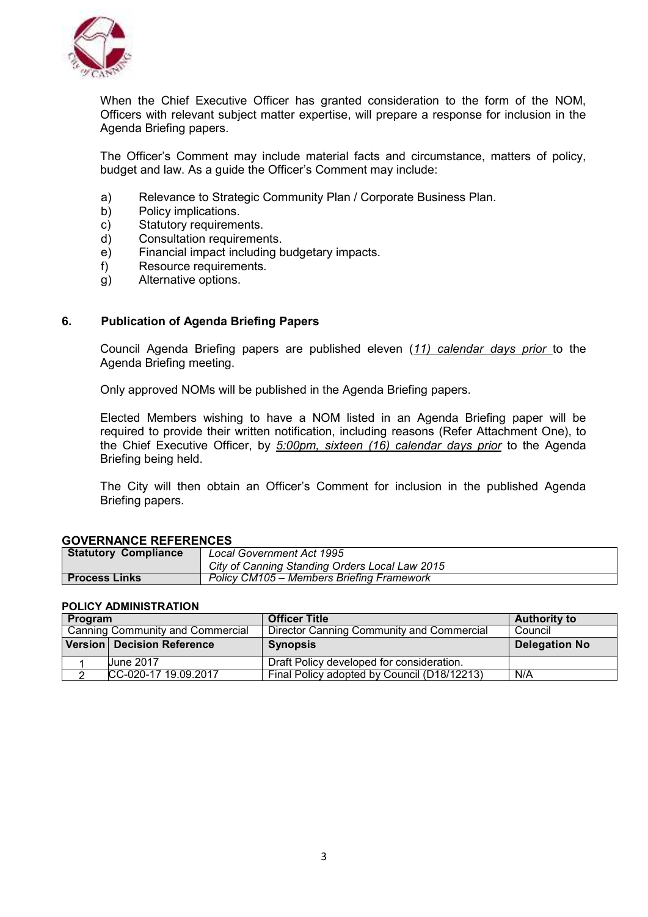When the Chief Executive Officer has granted consideration to the form of the NOM, Officers with relevant subject matter expertise, will prepare a response for inclusion in the Agenda Briefing papers.

The Officer's Comment may include material facts and circumstance, matters of policy, budget and law. As a guide the Officer's Comment may include:

a) Relevance to Strategic Community Plan / Corporate Business Plan.
b) Policy implications.
c) Statutory requirements.
d) Consultation requirements.
e) Financial impact including budgetary impacts.
f) Resource requirements.
g) Alternative options.

## 6. Publication of Agenda Briefing Papers

Council Agenda Briefing papers are published eleven (*11) calendar days prior* to the Agenda Briefing meeting.

Only approved NOMs will be published in the Agenda Briefing papers.

Elected Members wishing to have a NOM listed in an Agenda Briefing paper will be required to provide their written notification, including reasons (Refer Attachment One), to the Chief Executive Officer, by *5:00pm, sixteen (16) calendar days prior* to the Agenda Briefing being held.

The City will then obtain an Officer's Comment for inclusion in the published Agenda Briefing papers.

**GOVERNANCE REFERENCES**

| **Statutory Compliance** | *Local Government Act 1995*<br>*City of Canning Standing Orders Local Law 2015* |
|---|---|
| **Process Links** | *Policy CM105 – Members Briefing Framework* |

**POLICY ADMINISTRATION**

| **Program** | | **Officer Title** | **Authority to** |
|---|---|---|---|
| Canning Community and Commercial | | Director Canning Community and Commercial | Council |
| **Version** | **Decision Reference** | **Synopsis** | **Delegation No** |
| 1 | June 2017 | Draft Policy developed for consideration. | |
| 2 | CC-020-17 19.09.2017 | Final Policy adopted by Council (D18/12213) | N/A |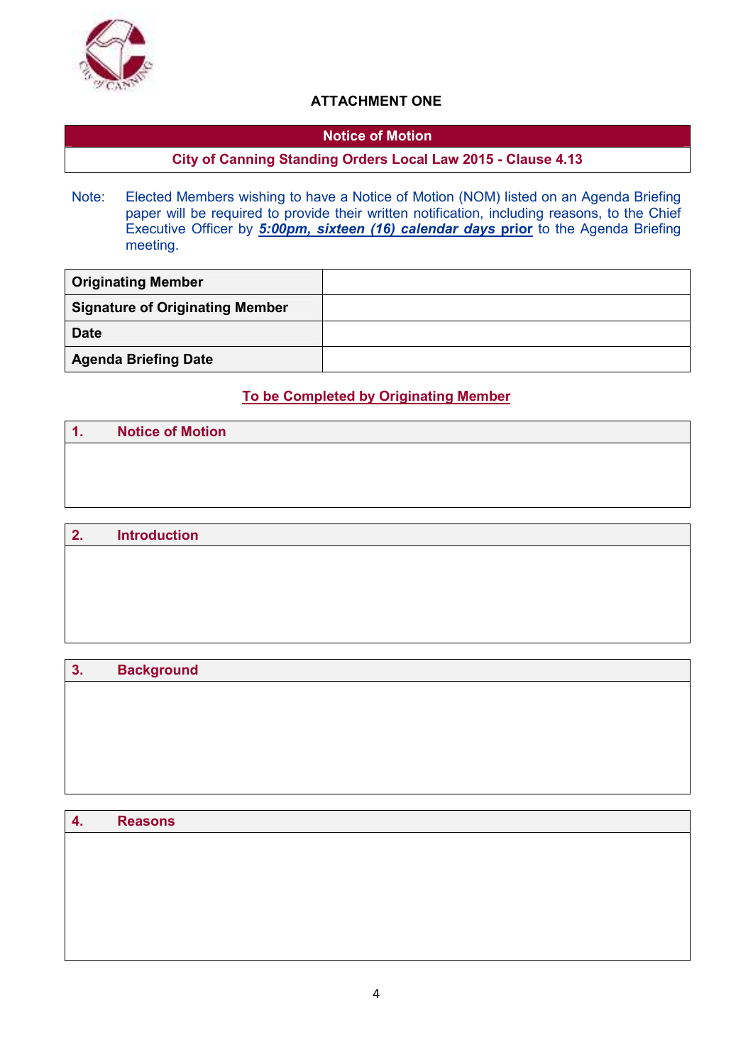**ATTACHMENT ONE**

| Notice of Motion |
|---|
| City of Canning Standing Orders Local Law 2015 - Clause 4.13 |

Note: Elected Members wishing to have a Notice of Motion (NOM) listed on an Agenda Briefing paper will be required to provide their written notification, including reasons, to the Chief Executive Officer by ***5:00pm, sixteen (16) calendar days* prior** to the Agenda Briefing meeting.

| | |
|---|---|
| **Originating Member** | |
| **Signature of Originating Member** | |
| **Date** | |
| **Agenda Briefing Date** | |

**To be Completed by Originating Member**

| 1. Notice of Motion |
|---|
| |

| 2. Introduction |
|---|
| |

| 3. Background |
|---|
| |

| 4. Reasons |
|---|
| |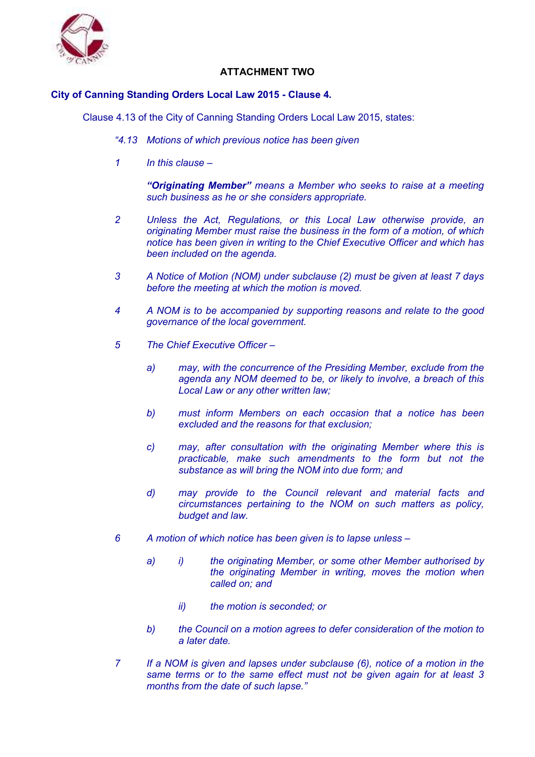**ATTACHMENT TWO**

**City of Canning Standing Orders Local Law 2015 - Clause 4.**

Clause 4.13 of the City of Canning Standing Orders Local Law 2015, states:

*"4.13 Motions of which previous notice has been given*

*1 In this clause –*

***"Originating Member"*** *means a Member who seeks to raise at a meeting such business as he or she considers appropriate.*

*2 Unless the Act, Regulations, or this Local Law otherwise provide, an originating Member must raise the business in the form of a motion, of which notice has been given in writing to the Chief Executive Officer and which has been included on the agenda.*

*3 A Notice of Motion (NOM) under subclause (2) must be given at least 7 days before the meeting at which the motion is moved.*

*4 A NOM is to be accompanied by supporting reasons and relate to the good governance of the local government.*

*5 The Chief Executive Officer –*

*a) may, with the concurrence of the Presiding Member, exclude from the agenda any NOM deemed to be, or likely to involve, a breach of this Local Law or any other written law;*

*b) must inform Members on each occasion that a notice has been excluded and the reasons for that exclusion;*

*c) may, after consultation with the originating Member where this is practicable, make such amendments to the form but not the substance as will bring the NOM into due form; and*

*d) may provide to the Council relevant and material facts and circumstances pertaining to the NOM on such matters as policy, budget and law.*

*6 A motion of which notice has been given is to lapse unless –*

*a) i) the originating Member, or some other Member authorised by the originating Member in writing, moves the motion when called on; and*

*ii) the motion is seconded; or*

*b) the Council on a motion agrees to defer consideration of the motion to a later date.*

*7 If a NOM is given and lapses under subclause (6), notice of a motion in the same terms or to the same effect must not be given again for at least 3 months from the date of such lapse."*